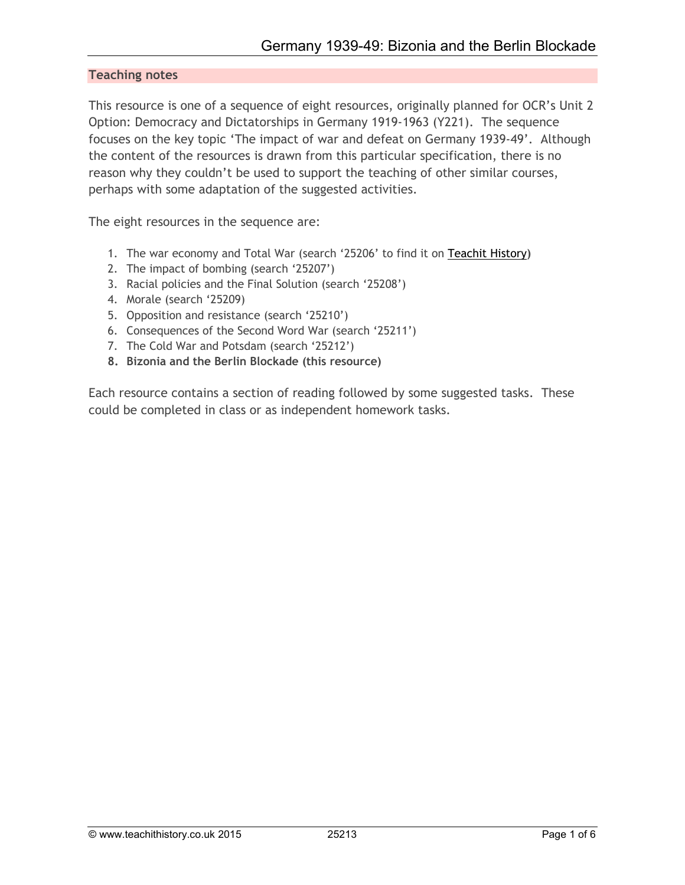## Teaching notes

This resource is one of a sequence of eight resources, originally planned for OCR's Unit 2 Option: Democracy and Dictatorships in Germany 1919-1963 (Y221). The sequence focuses on the key topic 'The impact of war and defeat on Germany 1939-49'. Although the content of the resources is drawn from this particular specification, there is no reason why they couldn't be used to support the teaching of other similar courses, perhaps with some adaptation of the suggested activities.

The eight resources in the sequence are:

1. The war economy and Total War (search '25206' to find it on Teachit History)
2. The impact of bombing (search '25207')
3. Racial policies and the Final Solution (search '25208')
4. Morale (search '25209)
5. Opposition and resistance (search '25210')
6. Consequences of the Second Word War (search '25211')
7. The Cold War and Potsdam (search '25212')
8. **Bizonia and the Berlin Blockade (this resource)**

Each resource contains a section of reading followed by some suggested tasks. These could be completed in class or as independent homework tasks.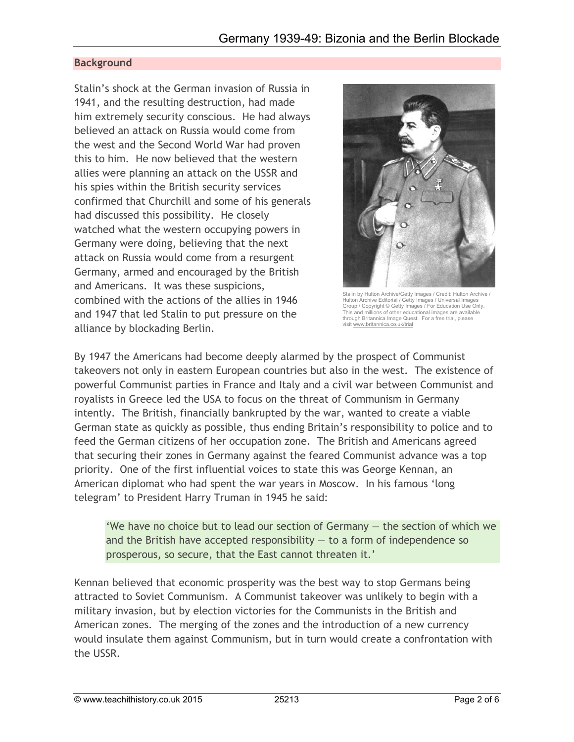## Background

Stalin's shock at the German invasion of Russia in 1941, and the resulting destruction, had made him extremely security conscious. He had always believed an attack on Russia would come from the west and the Second World War had proven this to him. He now believed that the western allies were planning an attack on the USSR and his spies within the British security services confirmed that Churchill and some of his generals had discussed this possibility. He closely watched what the western occupying powers in Germany were doing, believing that the next attack on Russia would come from a resurgent Germany, armed and encouraged by the British and Americans. It was these suspicions, combined with the actions of the allies in 1946 and 1947 that led Stalin to put pressure on the alliance by blockading Berlin.

Stalin by Hulton Archive/Getty Images / Credit: Hulton Archive / Hulton Archive Editorial / Getty Images / Universal Images Group / Copyright © Getty Images / For Education Use Only. This and millions of other educational images are available through Britannica Image Quest. For a free trial, please visit www.britannica.co.uk/trial

By 1947 the Americans had become deeply alarmed by the prospect of Communist takeovers not only in eastern European countries but also in the west. The existence of powerful Communist parties in France and Italy and a civil war between Communist and royalists in Greece led the USA to focus on the threat of Communism in Germany intently. The British, financially bankrupted by the war, wanted to create a viable German state as quickly as possible, thus ending Britain's responsibility to police and to feed the German citizens of her occupation zone. The British and Americans agreed that securing their zones in Germany against the feared Communist advance was a top priority. One of the first influential voices to state this was George Kennan, an American diplomat who had spent the war years in Moscow. In his famous 'long telegram' to President Harry Truman in 1945 he said:

> 'We have no choice but to lead our section of Germany — the section of which we and the British have accepted responsibility — to a form of independence so prosperous, so secure, that the East cannot threaten it.'

Kennan believed that economic prosperity was the best way to stop Germans being attracted to Soviet Communism. A Communist takeover was unlikely to begin with a military invasion, but by election victories for the Communists in the British and American zones. The merging of the zones and the introduction of a new currency would insulate them against Communism, but in turn would create a confrontation with the USSR.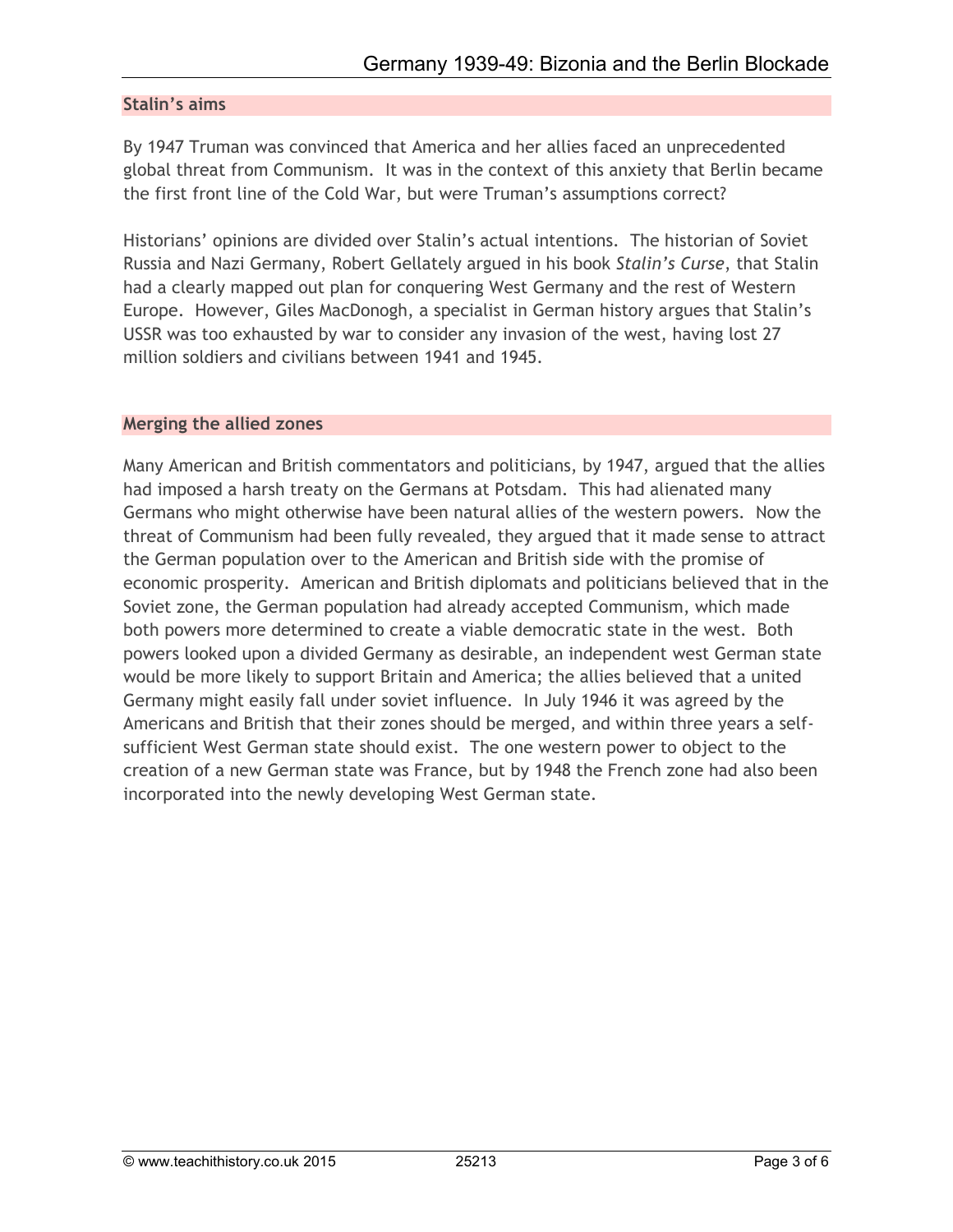## Stalin's aims

By 1947 Truman was convinced that America and her allies faced an unprecedented global threat from Communism. It was in the context of this anxiety that Berlin became the first front line of the Cold War, but were Truman's assumptions correct?

Historians' opinions are divided over Stalin's actual intentions. The historian of Soviet Russia and Nazi Germany, Robert Gellately argued in his book *Stalin's Curse*, that Stalin had a clearly mapped out plan for conquering West Germany and the rest of Western Europe. However, Giles MacDonogh, a specialist in German history argues that Stalin's USSR was too exhausted by war to consider any invasion of the west, having lost 27 million soldiers and civilians between 1941 and 1945.

## Merging the allied zones

Many American and British commentators and politicians, by 1947, argued that the allies had imposed a harsh treaty on the Germans at Potsdam. This had alienated many Germans who might otherwise have been natural allies of the western powers. Now the threat of Communism had been fully revealed, they argued that it made sense to attract the German population over to the American and British side with the promise of economic prosperity. American and British diplomats and politicians believed that in the Soviet zone, the German population had already accepted Communism, which made both powers more determined to create a viable democratic state in the west. Both powers looked upon a divided Germany as desirable, an independent west German state would be more likely to support Britain and America; the allies believed that a united Germany might easily fall under soviet influence. In July 1946 it was agreed by the Americans and British that their zones should be merged, and within three years a self-sufficient West German state should exist. The one western power to object to the creation of a new German state was France, but by 1948 the French zone had also been incorporated into the newly developing West German state.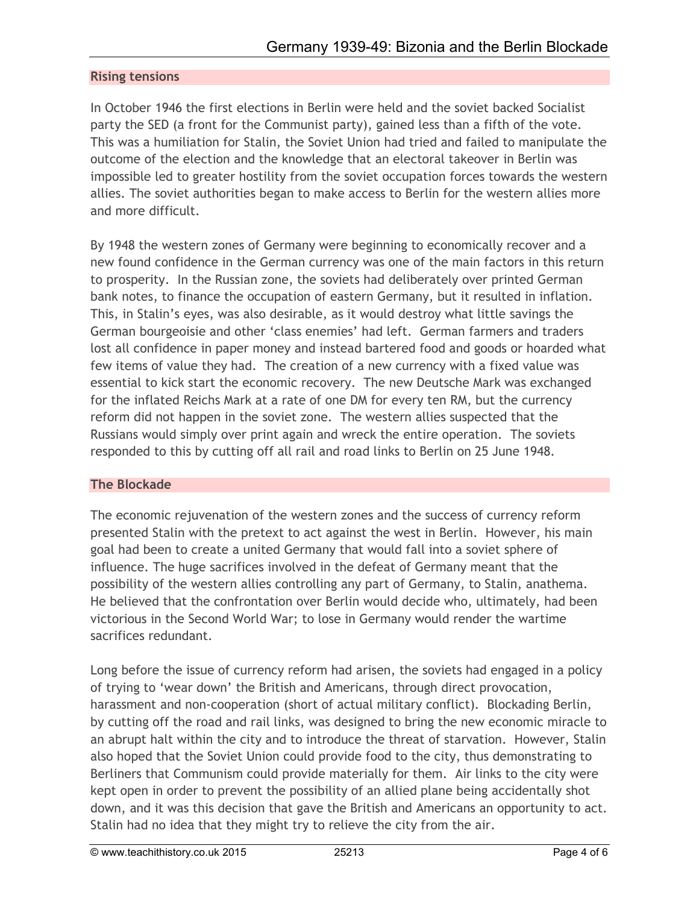## Rising tensions

In October 1946 the first elections in Berlin were held and the soviet backed Socialist party the SED (a front for the Communist party), gained less than a fifth of the vote. This was a humiliation for Stalin, the Soviet Union had tried and failed to manipulate the outcome of the election and the knowledge that an electoral takeover in Berlin was impossible led to greater hostility from the soviet occupation forces towards the western allies. The soviet authorities began to make access to Berlin for the western allies more and more difficult.

By 1948 the western zones of Germany were beginning to economically recover and a new found confidence in the German currency was one of the main factors in this return to prosperity. In the Russian zone, the soviets had deliberately over printed German bank notes, to finance the occupation of eastern Germany, but it resulted in inflation. This, in Stalin's eyes, was also desirable, as it would destroy what little savings the German bourgeoisie and other 'class enemies' had left. German farmers and traders lost all confidence in paper money and instead bartered food and goods or hoarded what few items of value they had. The creation of a new currency with a fixed value was essential to kick start the economic recovery. The new Deutsche Mark was exchanged for the inflated Reichs Mark at a rate of one DM for every ten RM, but the currency reform did not happen in the soviet zone. The western allies suspected that the Russians would simply over print again and wreck the entire operation. The soviets responded to this by cutting off all rail and road links to Berlin on 25 June 1948.

## The Blockade

The economic rejuvenation of the western zones and the success of currency reform presented Stalin with the pretext to act against the west in Berlin. However, his main goal had been to create a united Germany that would fall into a soviet sphere of influence. The huge sacrifices involved in the defeat of Germany meant that the possibility of the western allies controlling any part of Germany, to Stalin, anathema. He believed that the confrontation over Berlin would decide who, ultimately, had been victorious in the Second World War; to lose in Germany would render the wartime sacrifices redundant.

Long before the issue of currency reform had arisen, the soviets had engaged in a policy of trying to 'wear down' the British and Americans, through direct provocation, harassment and non-cooperation (short of actual military conflict). Blockading Berlin, by cutting off the road and rail links, was designed to bring the new economic miracle to an abrupt halt within the city and to introduce the threat of starvation. However, Stalin also hoped that the Soviet Union could provide food to the city, thus demonstrating to Berliners that Communism could provide materially for them. Air links to the city were kept open in order to prevent the possibility of an allied plane being accidentally shot down, and it was this decision that gave the British and Americans an opportunity to act. Stalin had no idea that they might try to relieve the city from the air.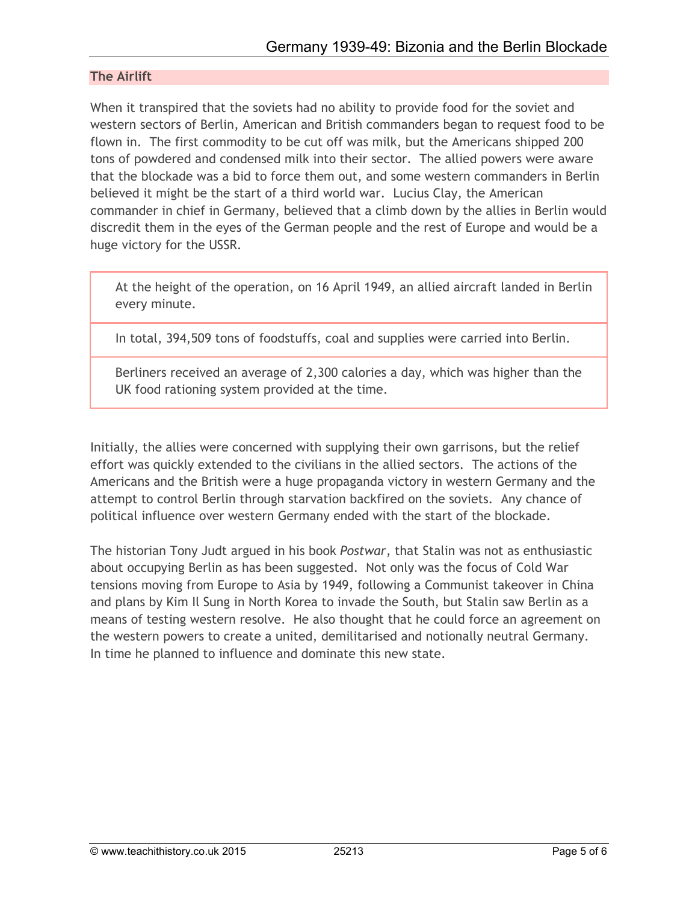## The Airlift

When it transpired that the soviets had no ability to provide food for the soviet and western sectors of Berlin, American and British commanders began to request food to be flown in. The first commodity to be cut off was milk, but the Americans shipped 200 tons of powdered and condensed milk into their sector. The allied powers were aware that the blockade was a bid to force them out, and some western commanders in Berlin believed it might be the start of a third world war. Lucius Clay, the American commander in chief in Germany, believed that a climb down by the allies in Berlin would discredit them in the eyes of the German people and the rest of Europe and would be a huge victory for the USSR.

| |
|---|
| At the height of the operation, on 16 April 1949, an allied aircraft landed in Berlin every minute. |
| In total, 394,509 tons of foodstuffs, coal and supplies were carried into Berlin. |
| Berliners received an average of 2,300 calories a day, which was higher than the UK food rationing system provided at the time. |

Initially, the allies were concerned with supplying their own garrisons, but the relief effort was quickly extended to the civilians in the allied sectors. The actions of the Americans and the British were a huge propaganda victory in western Germany and the attempt to control Berlin through starvation backfired on the soviets. Any chance of political influence over western Germany ended with the start of the blockade.

The historian Tony Judt argued in his book *Postwar*, that Stalin was not as enthusiastic about occupying Berlin as has been suggested. Not only was the focus of Cold War tensions moving from Europe to Asia by 1949, following a Communist takeover in China and plans by Kim Il Sung in North Korea to invade the South, but Stalin saw Berlin as a means of testing western resolve. He also thought that he could force an agreement on the western powers to create a united, demilitarised and notionally neutral Germany. In time he planned to influence and dominate this new state.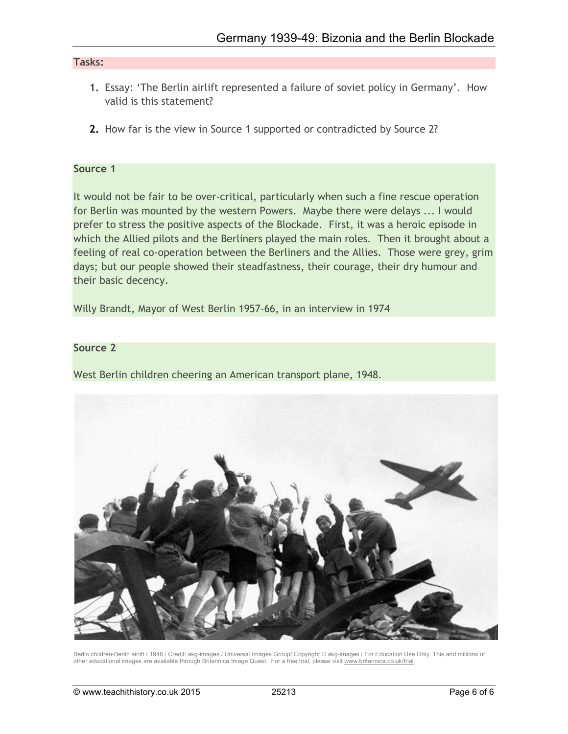## Tasks:

1. Essay: 'The Berlin airlift represented a failure of soviet policy in Germany'. How valid is this statement?

2. How far is the view in Source 1 supported or contradicted by Source 2?

### Source 1

It would not be fair to be over-critical, particularly when such a fine rescue operation for Berlin was mounted by the western Powers. Maybe there were delays ... I would prefer to stress the positive aspects of the Blockade. First, it was a heroic episode in which the Allied pilots and the Berliners played the main roles. Then it brought about a feeling of real co-operation between the Berliners and the Allies. Those were grey, grim days; but our people showed their steadfastness, their courage, their dry humour and their basic decency.

Willy Brandt, Mayor of West Berlin 1957-66, in an interview in 1974

### Source 2

West Berlin children cheering an American transport plane, 1948.

Berlin children-Berlin airlift / 1948 / Credit: akg-images / Universal Images Group/ Copyright © akg-images / For Education Use Only. This and millions of other educational images are available through Britannica Image Quest. For a free trial, please visit www.britannica.co.uk/trial